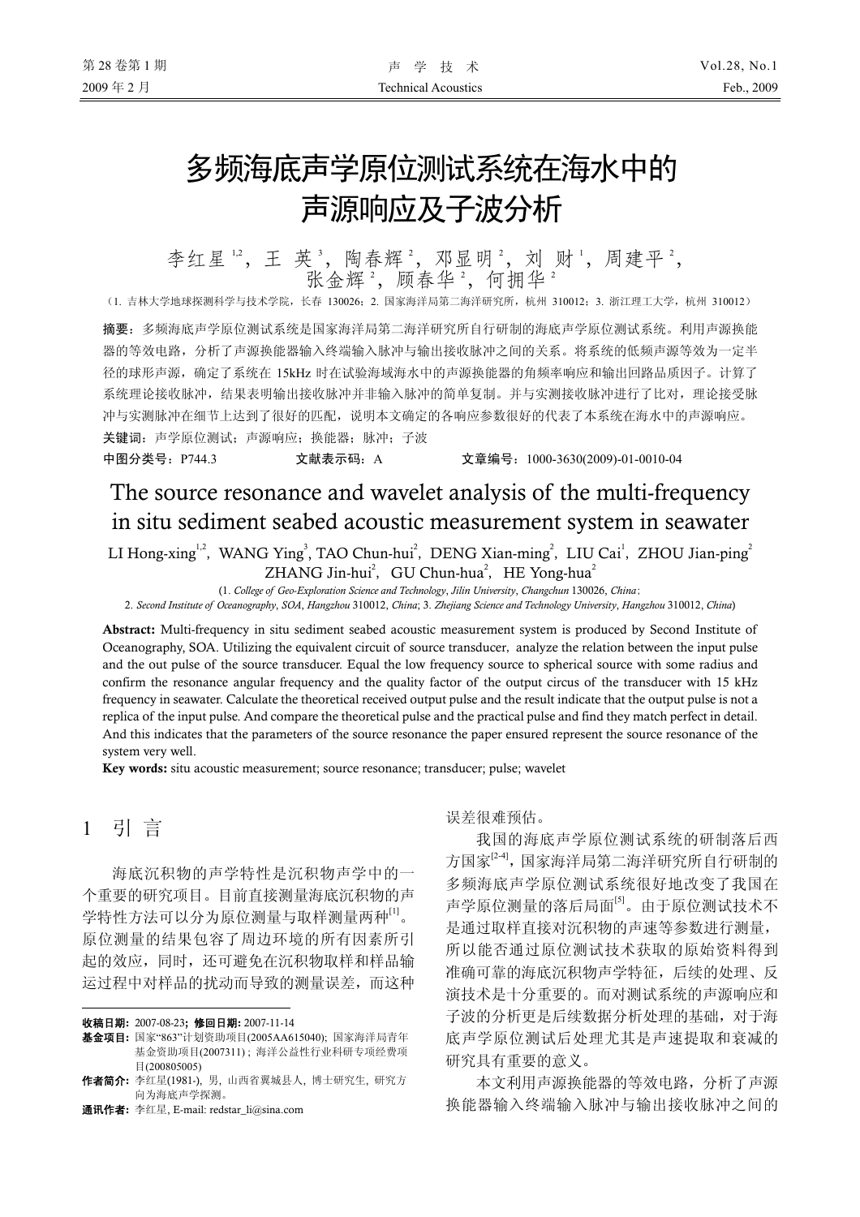# 多频海底声学原位测试系统在海水中的声源响应及子波分析

李红星[1,2]，王 英[3]，陶春辉[2]，邓显明[2]，刘 财[1]，周建平[2]，张金辉[2]，顾春华[2]，何拥华[2]

（1. 吉林大学地球探测科学与技术学院，长春 130026；2. 国家海洋局第二海洋研究所，杭州 310012；3. 浙江理工大学，杭州 310012）

**摘要**：多频海底声学原位测试系统是国家海洋局第二海洋研究所自行研制的海底声学原位测试系统。利用声源换能器的等效电路，分析了声源换能器输入终端输入脉冲与输出接收脉冲之间的关系。将系统的低频声源等效为一定半径的球形声源，确定了系统在 15kHz 时在试验海域海水中的声源换能器的角频率响应和输出回路品质因子。计算了系统理论接收脉冲，结果表明输出接收脉冲并非输入脉冲的简单复制。并与实测接收脉冲进行了比对，理论接受脉冲与实测脉冲在细节上达到了很好的匹配，说明本文确定的各响应参数很好的代表了本系统在海水中的声源响应。

**关键词**：声学原位测试；声源响应；换能器；脉冲；子波

**中图分类号**：P744.3　　　**文献表示码**：A　　　**文章编号**：1000-3630(2009)-01-0010-04

# The source resonance and wavelet analysis of the multi-frequency in situ sediment seabed acoustic measurement system in seawater

LI Hong-xing[1,2], WANG Ying[3], TAO Chun-hui[2], DENG Xian-ming[2], LIU Cai[1], ZHOU Jian-ping[2], ZHANG Jin-hui[2], GU Chun-hua[2], HE Yong-hua[2]

(1. *College of Geo-Exploration Science and Technology*, *Jilin University*, *Changchun* 130026, *China*; 2. *Second Institute of Oceanography*, *SOA*, *Hangzhou* 310012, *China*; 3. *Zhejiang Science and Technology University*, *Hangzhou* 310012, *China*)

**Abstract:** Multi-frequency in situ sediment seabed acoustic measurement system is produced by Second Institute of Oceanography, SOA. Utilizing the equivalent circuit of source transducer, analyze the relation between the input pulse and the out pulse of the source transducer. Equal the low frequency source to spherical source with some radius and confirm the resonance angular frequency and the quality factor of the output circus of the transducer with 15 kHz frequency in seawater. Calculate the theoretical received output pulse and the result indicate that the output pulse is not a replica of the input pulse. And compare the theoretical pulse and the practical pulse and find they match perfect in detail. And this indicates that the parameters of the source resonance the paper ensured represent the source resonance of the system very well.

**Key words:** situ acoustic measurement; source resonance; transducer; pulse; wavelet

## 1 引 言

海底沉积物的声学特性是沉积物声学中的一个重要的研究项目。目前直接测量海底沉积物的声学特性方法可以分为原位测量与取样测量两种[1]。原位测量的结果包容了周边环境的所有因素所引起的效应，同时，还可避免在沉积物取样和样品输运过程中对样品的扰动而导致的测量误差，而这种误差很难预估。

我国的海底声学原位测试系统的研制落后西方国家[2-4]，国家海洋局第二海洋研究所自行研制的多频海底声学原位测试系统很好地改变了我国在声学原位测量的落后局面[5]。由于原位测试技术不是通过取样直接对沉积物的声速等参数进行测量，所以能否通过原位测试技术获取的原始资料得到准确可靠的海底沉积物声学特征，后续的处理、反演技术是十分重要的。而对测试系统的声源响应和子波的分析更是后续数据分析处理的基础，对于海底声学原位测试后处理尤其是声速提取和衰减的研究具有重要的意义。

本文利用声源换能器的等效电路，分析了声源换能器输入终端输入脉冲与输出接收脉冲之间的

---

**收稿日期:** 2007-08-23; **修回日期:** 2007-11-14

**基金项目:** 国家"863"计划资助项目(2005AA615040); 国家海洋局青年基金资助项目(2007311) ; 海洋公益性行业科研专项经费项目(200805005)

**作者简介:** 李红星(1981-), 男, 山西省翼城县人, 博士研究生, 研究方向为海底声学探测。

**通讯作者:** 李红星, E-mail: redstar_li@sina.com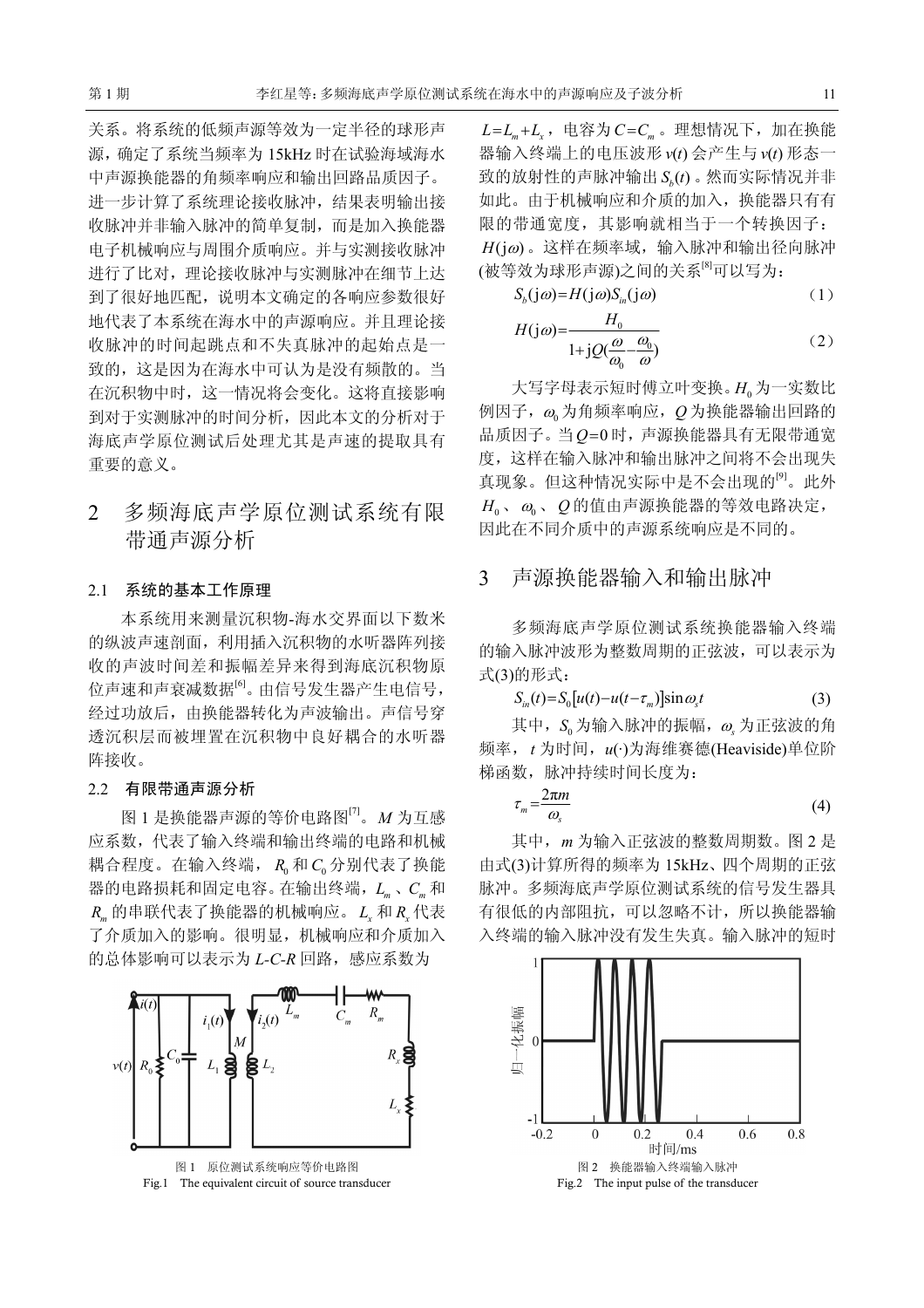关系。将系统的低频声源等效为一定半径的球形声源，确定了系统当频率为 15kHz 时在试验海域海水中声源换能器的角频率响应和输出回路品质因子。进一步计算了系统理论接收脉冲，结果表明输出接收脉冲并非输入脉冲的简单复制，而是加入换能器电子机械响应与周围介质响应。并与实测接收脉冲进行了比对，理论接收脉冲与实测脉冲在细节上达到了很好地匹配，说明本文确定的各响应参数很好地代表了本系统在海水中的声源响应。并且理论接收脉冲的时间起跳点和不失真脉冲的起始点是一致的，这是因为在海水中可认为是没有频散的。当在沉积物中时，这一情况将会变化。这将直接影响到对于实测脉冲的时间分析，因此本文的分析对于海底声学原位测试后处理尤其是声速的提取具有重要的意义。

## 2 多频海底声学原位测试系统有限带通声源分析

### 2.1 系统的基本工作原理

本系统用来测量沉积物-海水交界面以下数米的纵波声速剖面，利用插入沉积物的水听器阵列接收的声波时间差和振幅差异来得到海底沉积物原位声速和声衰减数据[6]。由信号发生器产生电信号，经过功放后，由换能器转化为声波输出。声信号穿透沉积层而被埋置在沉积物中良好耦合的水听器阵接收。

### 2.2 有限带通声源分析

图 1 是换能器声源的等价电路图[7]。$M$ 为互感应系数，代表了输入终端和输出终端的电路和机械耦合程度。在输入终端，$R_0$ 和 $C_0$ 分别代表了换能器的电路损耗和固定电容。在输出终端，$L_m$、$C_m$ 和 $R_m$ 的串联代表了换能器的机械响应。$L_x$ 和 $R_x$ 代表了介质加入的影响。很明显，机械响应和介质加入的总体影响可以表示为 $L$-$C$-$R$ 回路，感应系数为 $L=L_m+L_x$，电容为 $C=C_m$。理想情况下，加在换能器输入终端上的电压波形 $v(t)$ 会产生与 $v(t)$ 形态一致的放射性的声脉冲输出 $S_b(t)$。然而实际情况并非如此。由于机械响应和介质的加入，换能器只有有限的带通宽度，其影响就相当于一个转换因子：$H(\mathrm{j}\omega)$。这样在频率域，输入脉冲和输出径向脉冲(被等效为球形声源)之间的关系[8]可以写为：

$$S_b(\mathrm{j}\omega)=H(\mathrm{j}\omega)S_{in}(\mathrm{j}\omega) \tag{1}$$

$$H(\mathrm{j}\omega)=\frac{H_0}{1+\mathrm{j}Q(\frac{\omega}{\omega_0}-\frac{\omega_0}{\omega})} \tag{2}$$

大写字母表示短时傅立叶变换。$H_0$ 为一实数比例因子，$\omega_0$ 为角频率响应，$Q$ 为换能器输出回路的品质因子。当 $Q=0$ 时，声源换能器具有无限带通宽度，这样在输入脉冲和输出脉冲之间将不会出现失真现象。但这种情况实际中是不会出现的[9]。此外 $H_0$、$\omega_0$、$Q$ 的值由声源换能器的等效电路决定，因此在不同介质中的声源系统响应是不同的。

图 1 原位测试系统响应等价电路图
Fig.1 The equivalent circuit of source transducer

## 3 声源换能器输入和输出脉冲

多频海底声学原位测试系统换能器输入终端的输入脉冲波形为整数周期的正弦波，可以表示为式(3)的形式：

$$S_{in}(t)=S_0[u(t)-u(t-\tau_m)]\sin\omega_s t \tag{3}$$

其中，$S_0$ 为输入脉冲的振幅，$\omega_s$ 为正弦波的角频率，$t$ 为时间，$u(\cdot)$为海维赛德(Heaviside)单位阶梯函数，脉冲持续时间长度为：

$$\tau_m=\frac{2\pi m}{\omega_s} \tag{4}$$

其中，$m$ 为输入正弦波的整数周期数。图 2 是由式(3)计算所得的频率为 15kHz、四个周期的正弦脉冲。多频海底声学原位测试系统的信号发生器具有很低的内部阻抗，可以忽略不计，所以换能器输入终端的输入脉冲没有发生失真。输入脉冲的短时

图 2 换能器输入终端输入脉冲
Fig.2 The input pulse of the transducer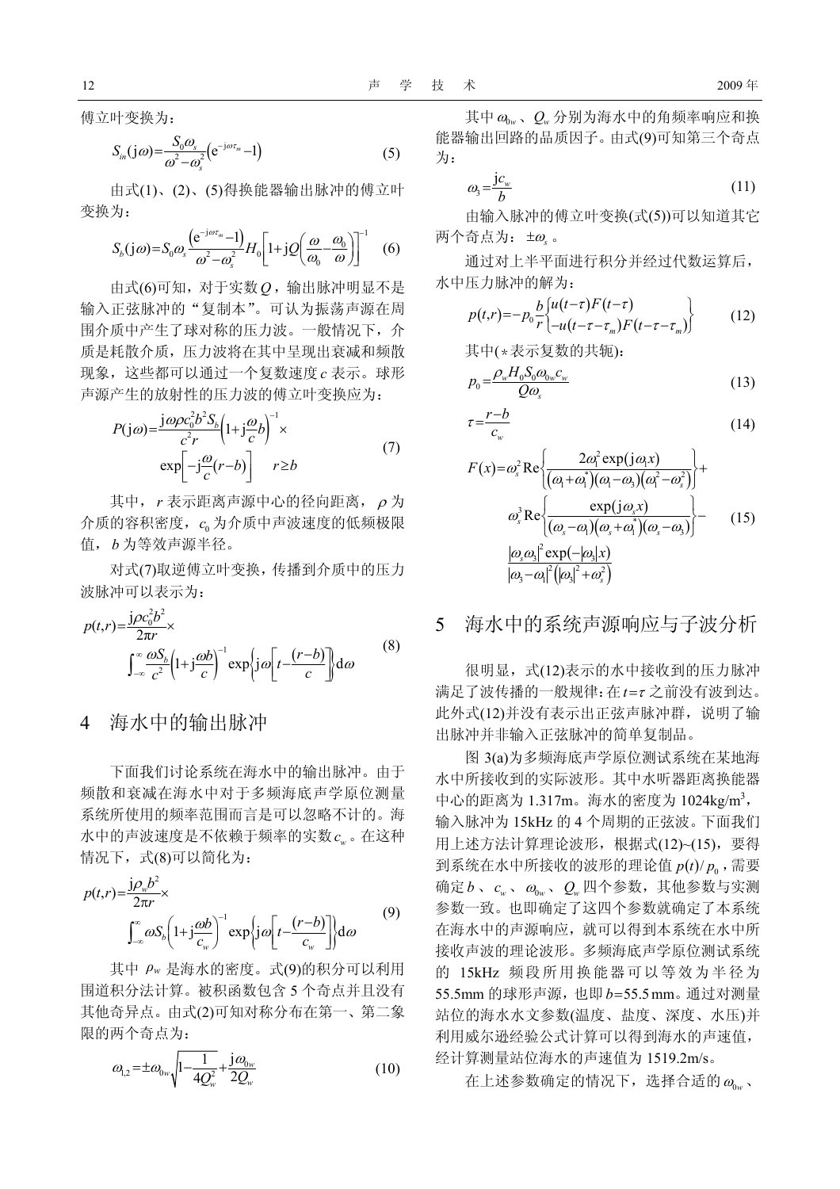傅立叶变换为：

$$S_{in}(\mathrm{j}\omega)=\frac{S_0\omega_s}{\omega^2-\omega_s^2}\left(\mathrm{e}^{-\mathrm{j}\omega\tau_m}-1\right) \tag{5}$$

由式(1)、(2)、(5)得换能器输出脉冲的傅立叶变换为：

$$S_b(\mathrm{j}\omega)=S_0\omega_s\frac{\left(\mathrm{e}^{-\mathrm{j}\omega\tau_m}-1\right)}{\omega^2-\omega_s^2}H_0\left[1+\mathrm{j}Q\left(\frac{\omega}{\omega_0}-\frac{\omega_0}{\omega}\right)\right]^{-1} \tag{6}$$

由式(6)可知，对于实数$Q$，输出脉冲明显不是输入正弦脉冲的"复制本"。可认为振荡声源在周围介质中产生了球对称的压力波。一般情况下，介质是耗散介质，压力波将在其中呈现出衰减和频散现象，这些都可以通过一个复数速度$c$表示。球形声源产生的放射性的压力波的傅立叶变换应为：

$$P(\mathrm{j}\omega)=\frac{\mathrm{j}\omega\rho c_0^2b^2S_b}{c^2r}\left(1+\mathrm{j}\frac{\omega}{c}b\right)^{-1}\times \exp\left[-\mathrm{j}\frac{\omega}{c}(r-b)\right]\quad r\geq b \tag{7}$$

其中，$r$表示距离声源中心的径向距离，$\rho$为介质的容积密度，$c_0$为介质中声波速度的低频极限值，$b$为等效声源半径。

对式(7)取逆傅立叶变换，传播到介质中的压力波脉冲可以表示为：

$$p(t,r)=\frac{\mathrm{j}\rho c_0^2b^2}{2\pi r}\times \int_{-\infty}^{\infty}\frac{\omega S_b}{c^2}\left(1+\mathrm{j}\frac{\omega b}{c}\right)^{-1}\exp\left\{\mathrm{j}\omega\left[t-\frac{(r-b)}{c}\right]\right\}\mathrm{d}\omega \tag{8}$$

## 4 海水中的输出脉冲

下面我们讨论系统在海水中的输出脉冲。由于频散和衰减在海水中对于多频海底声学原位测量系统所使用的频率范围而言是可以忽略不计的。海水中的声波速度是不依赖于频率的实数$c_w$。在这种情况下，式(8)可以简化为：

$$p(t,r)=\frac{\mathrm{j}\rho_w b^2}{2\pi r}\times \int_{-\infty}^{\infty}\omega S_b\left(1+\mathrm{j}\frac{\omega b}{c_w}\right)^{-1}\exp\left\{\mathrm{j}\omega\left[t-\frac{(r-b)}{c_w}\right]\right\}\mathrm{d}\omega \tag{9}$$

其中 $\rho_w$ 是海水的密度。式(9)的积分可以利用围道积分法计算。被积函数包含5个奇点并且没有其他奇异点。由式(2)可知对称分布在第一、第二象限的两个奇点为：

$$\omega_{1,2}=\pm\omega_{0w}\sqrt{1-\frac{1}{4Q_w^2}}+\frac{\mathrm{j}\omega_{0w}}{2Q_w} \tag{10}$$

其中$\omega_{0w}$、$Q_w$分别为海水中的角频率响应和换能器输出回路的品质因子。由式(9)可知第三个奇点为：

$$\omega_3=\frac{\mathrm{j}c_w}{b} \tag{11}$$

由输入脉冲的傅立叶变换(式(5))可以知道其它两个奇点为：$\pm\omega_s$。

通过对上半平面进行积分并经过代数运算后，水中压力脉冲的解为：

$$p(t,r)=-p_0\frac{b}{r}\left\{\begin{matrix}u(t-\tau)F(t-\tau)\\ -u(t-\tau-\tau_m)F(t-\tau-\tau_m)\end{matrix}\right\} \tag{12}$$

其中(*表示复数的共轭)：

$$p_0=\frac{\rho_w H_0 S_0\omega_{0w}c_w}{Q\omega_s} \tag{13}$$

$$\tau=\frac{r-b}{c_w} \tag{14}$$

$$F(x)=\omega_s^2\,\mathrm{Re}\left\{\frac{2\omega_1^2\exp(\mathrm{j}\omega_1 x)}{(\omega_1+\omega_1^*)(\omega_1-\omega_3)(\omega_1^2-\omega_s^2)}\right\}+ \omega_s^3\,\mathrm{Re}\left\{\frac{\exp(\mathrm{j}\omega_s x)}{(\omega_s-\omega_1)(\omega_s+\omega_1^*)(\omega_s-\omega_3)}\right\}- \frac{|\omega_s\omega_3|^2\exp(-|\omega_3|x)}{|\omega_3-\omega_1|^2\left(|\omega_3|^2+\omega_s^2\right)} \tag{15}$$

## 5 海水中的系统声源响应与子波分析

很明显，式(12)表示的水中接收到的压力脉冲满足了波传播的一般规律：在$t=\tau$之前没有波到达。此外式(12)并没有表示出正弦声脉冲群，说明了输出脉冲并非输入正弦脉冲的简单复制品。

图3(a)为多频海底声学原位测试系统在某地海水中所接收到的实际波形。其中水听器距离换能器中心的距离为1.317m。海水的密度为1024kg/m$^3$，输入脉冲为15kHz的4个周期的正弦波。下面我们用上述方法计算理论波形，根据式(12)~(15)，要得到系统在水中所接收的波形的理论值$p(t)/p_0$，需要确定$b$、$c_w$、$\omega_{0w}$、$Q_w$四个参数，其他参数与实测参数一致。也即确定了这四个参数就确定了本系统在海水中的声源响应，就可以得到本系统在水中所接收声波的理论波形。多频海底声学原位测试系统的15kHz频段所用换能器可以等效为半径为55.5mm的球形声源，也即$b$=55.5mm。通过对测量站位的海水水文参数(温度、盐度、深度、水压)并利用威尔逊经验公式计算可以得到海水的声速值，经计算测量站位海水的声速值为1519.2m/s。

在上述参数确定的情况下，选择合适的$\omega_{0w}$、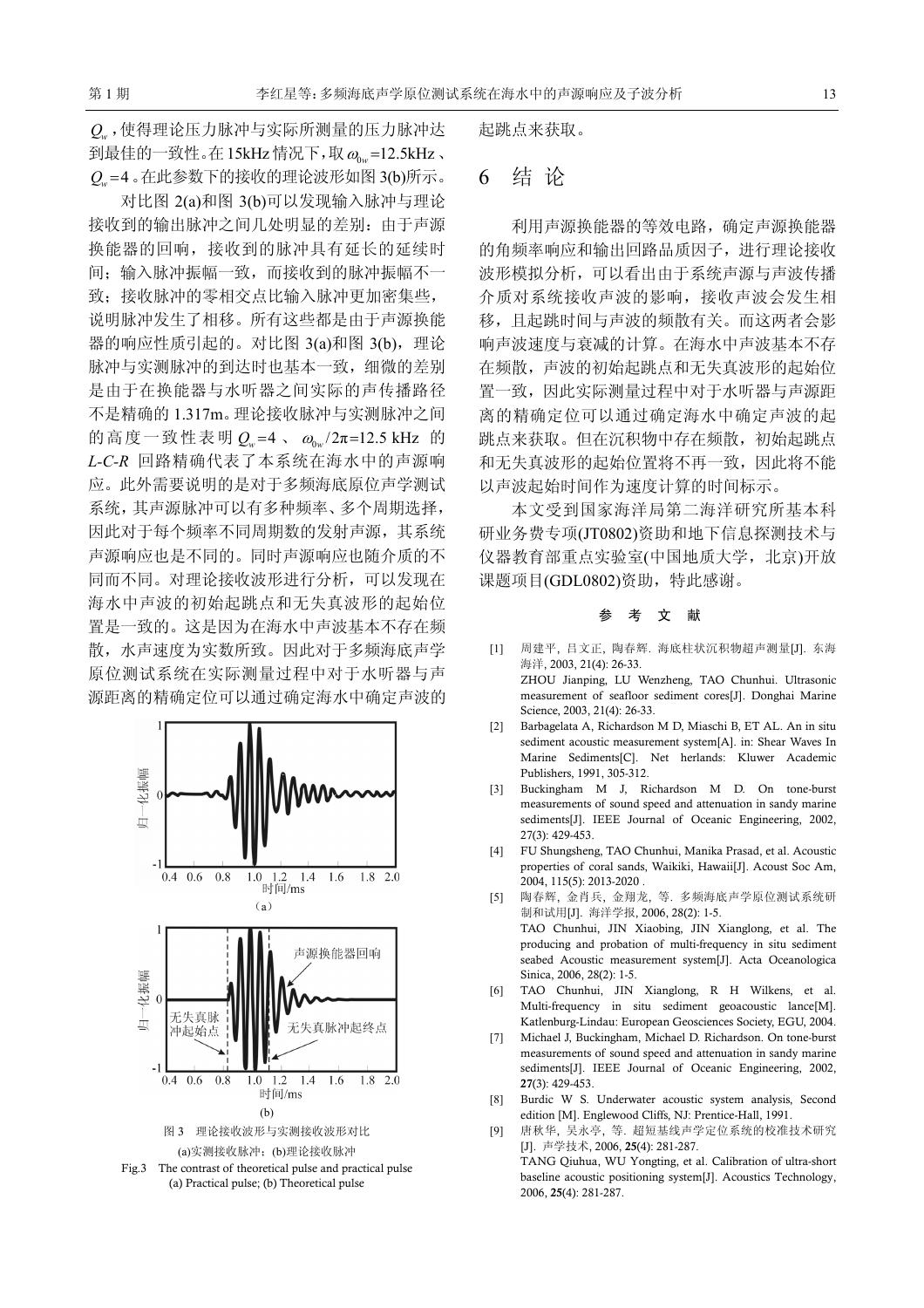$Q_w$，使得理论压力脉冲与实际所测量的压力脉冲达到最佳的一致性。在15kHz情况下，取$\omega_{0w}$=12.5kHz、$Q_w$=4。在此参数下的接收的理论波形如图3(b)所示。

对比图2(a)和图3(b)可以发现输入脉冲与理论接收到的输出脉冲之间几处明显的差别：由于声源换能器的回响，接收到的脉冲具有延长的延续时间；输入脉冲振幅一致，而接收到的脉冲振幅不一致；接收脉冲的零相交点比输入脉冲更加密集些，说明脉冲发生了相移。所有这些都是由于声源换能器的响应性质引起的。对比图3(a)和图3(b)，理论脉冲与实测脉冲的到达时也基本一致，细微的差别是由于在换能器与水听器之间实际的声传播路径不是精确的1.317m。理论接收脉冲与实测脉冲之间的高度一致性表明$Q_w$=4、$\omega_{0w}/2\pi$=12.5 kHz 的*L-C-R*回路精确代表了本系统在海水中的声源响应。此外需要说明的是对于多频海底原位声学测试系统，其声源脉冲可以有多种频率、多个周期选择，因此对于每个频率不同周期数的发射声源，其系统声源响应也是不同的。同时声源响应也随介质的不同而不同。对理论接收波形进行分析，可以发现在海水中声波的初始起跳点和无失真波形的起始位置是一致的。这是因为在海水中声波基本不存在频散，水声速度为实数所致。因此对于多频海底声学原位测试系统在实际测量过程中对于水听器与声源距离的精确定位可以通过确定海水中确定声波的起跳点来获取。

1
0
-1
0.4 0.6 0.8 1.0 1.2 1.4 1.6 1.8 2.0
归一化振幅
时间/ms
（a）

1
0
-1
0.4 0.6 0.8 1.0 1.2 1.4 1.6 1.8 2.0
归一化振幅
时间/ms
声源换能器回响
无失真脉冲起始点
无失真脉冲起终点
(b)

图3 理论接收波形与实测接收波形对比
(a)实测接收脉冲；(b)理论接收脉冲

Fig.3 The contrast of theoretical pulse and practical pulse
(a) Practical pulse; (b) Theoretical pulse

# 6 结 论

利用声源换能器的等效电路，确定声源换能器的角频率响应和输出回路品质因子，进行理论接收波形模拟分析，可以看出由于系统声源与声波传播介质对系统接收声波的影响，接收声波会发生相移，且起跳时间与声波的频散有关。而这两者会影响声波速度与衰减的计算。在海水中声波基本不存在频散，声波的初始起跳点和无失真波形的起始位置一致，因此实际测量过程中对于水听器与声源距离的精确定位可以通过确定海水中确定声波的起跳点来获取。但在沉积物中存在频散，初始起跳点和无失真波形的起始位置将不再一致，因此将不能以声波起始时间作为速度计算的时间标示。

本文受到国家海洋局第二海洋研究所基本科研业务费专项(JT0802)资助和地下信息探测技术与仪器教育部重点实验室(中国地质大学，北京)开放课题项目(GDL0802)资助，特此感谢。

## 参 考 文 献

[1] 周建平, 吕文正, 陶春辉. 海底柱状沉积物超声测量[J]. 东海海洋, 2003, 21(4): 26-33.
ZHOU Jianping, LU Wenzheng, TAO Chunhui. Ultrasonic measurement of seafloor sediment cores[J]. Donghai Marine Science, 2003, 21(4): 26-33.

[2] Barbagelata A, Richardson M D, Miaschi B, ET AL. An in situ sediment acoustic measurement system[A]. in: Shear Waves In Marine Sediments[C]. Net herlands: Kluwer Academic Publishers, 1991, 305-312.

[3] Buckingham M J, Richardson M D. On tone-burst measurements of sound speed and attenuation in sandy marine sediments[J]. IEEE Journal of Oceanic Engineering, 2002, 27(3): 429-453.

[4] FU Shungsheng, TAO Chunhui, Manika Prasad, et al. Acoustic properties of coral sands, Waikiki, Hawaii[J]. Acoust Soc Am, 2004, 115(5): 2013-2020 .

[5] 陶春辉, 金肖兵, 金翔龙, 等. 多频海底声学原位测试系统研制和试用[J]. 海洋学报, 2006, 28(2): 1-5.
TAO Chunhui, JIN Xiaobing, JIN Xianglong, et al. The producing and probation of multi-frequency in situ sediment seabed Acoustic measurement system[J]. Acta Oceanologica Sinica, 2006, 28(2): 1-5.

[6] TAO Chunhui, JIN Xianglong, R H Wilkens, et al. Multi-frequency in situ sediment geoacoustic lance[M]. Katlenburg-Lindau: European Geosciences Society, EGU, 2004.

[7] Michael J, Buckingham, Michael D. Richardson. On tone-burst measurements of sound speed and attenuation in sandy marine sediments[J]. IEEE Journal of Oceanic Engineering, 2002, **27**(3): 429-453.

[8] Burdic W S. Underwater acoustic system analysis, Second edition [M]. Englewood Cliffs, NJ: Prentice-Hall, 1991.

[9] 唐秋华, 吴永亭, 等. 超短基线声学定位系统的校准技术研究[J]. 声学技术, 2006, **25**(4): 281-287.
TANG Qiuhua, WU Yongting, et al. Calibration of ultra-short baseline acoustic positioning system[J]. Acoustics Technology, 2006, **25**(4): 281-287.